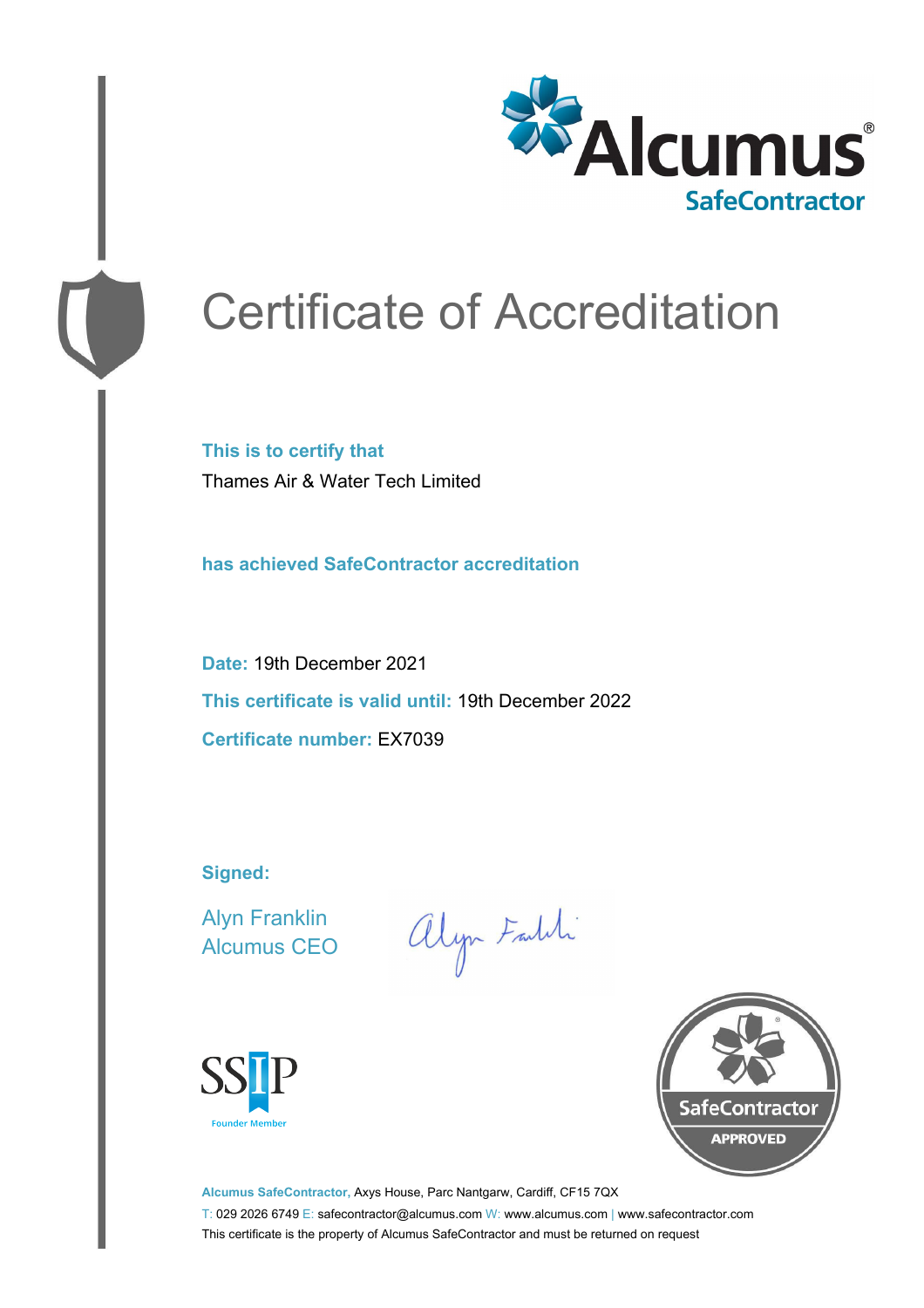Alcumus®
SafeContractor

# Certificate of Accreditation

**This is to certify that**

Thames Air & Water Tech Limited

**has achieved SafeContractor accreditation**

**Date:** 19th December 2021

**This certificate is valid until:** 19th December 2022

**Certificate number:** EX7039

**Signed:**

Alyn Franklin
Alcumus CEO

SSIP
Founder Member

SafeContractor
APPROVED

**Alcumus SafeContractor,** Axys House, Parc Nantgarw, Cardiff, CF15 7QX
T: 029 2026 6749 E: safecontractor@alcumus.com W: www.alcumus.com | www.safecontractor.com
This certificate is the property of Alcumus SafeContractor and must be returned on request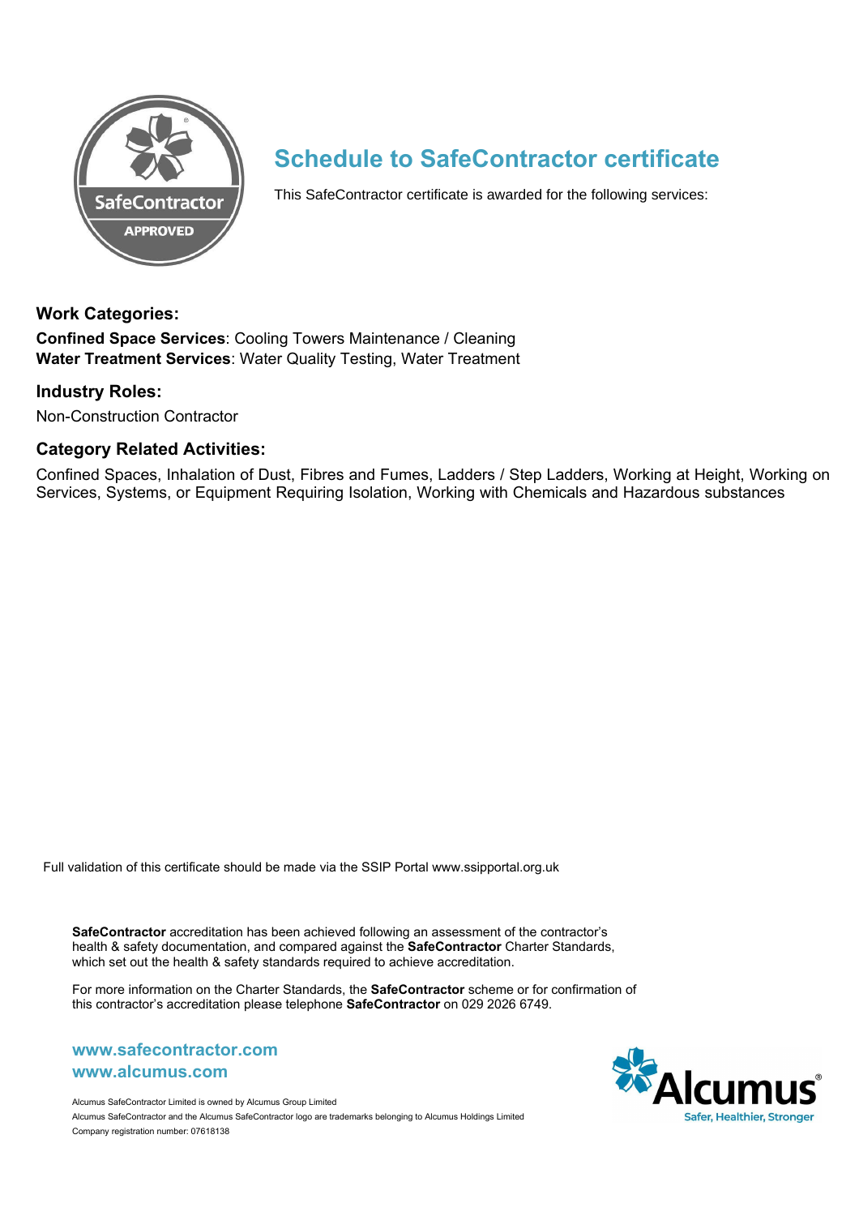# Schedule to SafeContractor certificate

This SafeContractor certificate is awarded for the following services:

### Work Categories:

**Confined Space Services**: Cooling Towers Maintenance / Cleaning
**Water Treatment Services**: Water Quality Testing, Water Treatment

### Industry Roles:

Non-Construction Contractor

### Category Related Activities:

Confined Spaces, Inhalation of Dust, Fibres and Fumes, Ladders / Step Ladders, Working at Height, Working on Services, Systems, or Equipment Requiring Isolation, Working with Chemicals and Hazardous substances

Full validation of this certificate should be made via the SSIP Portal www.ssipportal.org.uk

**SafeContractor** accreditation has been achieved following an assessment of the contractor's health & safety documentation, and compared against the **SafeContractor** Charter Standards, which set out the health & safety standards required to achieve accreditation.

For more information on the Charter Standards, the **SafeContractor** scheme or for confirmation of this contractor's accreditation please telephone **SafeContractor** on 029 2026 6749.

**www.safecontractor.com**
**www.alcumus.com**

Alcumus SafeContractor Limited is owned by Alcumus Group Limited
Alcumus SafeContractor and the Alcumus SafeContractor logo are trademarks belonging to Alcumus Holdings Limited
Company registration number: 07618138

Alcumus®
Safer, Healthier, Stronger